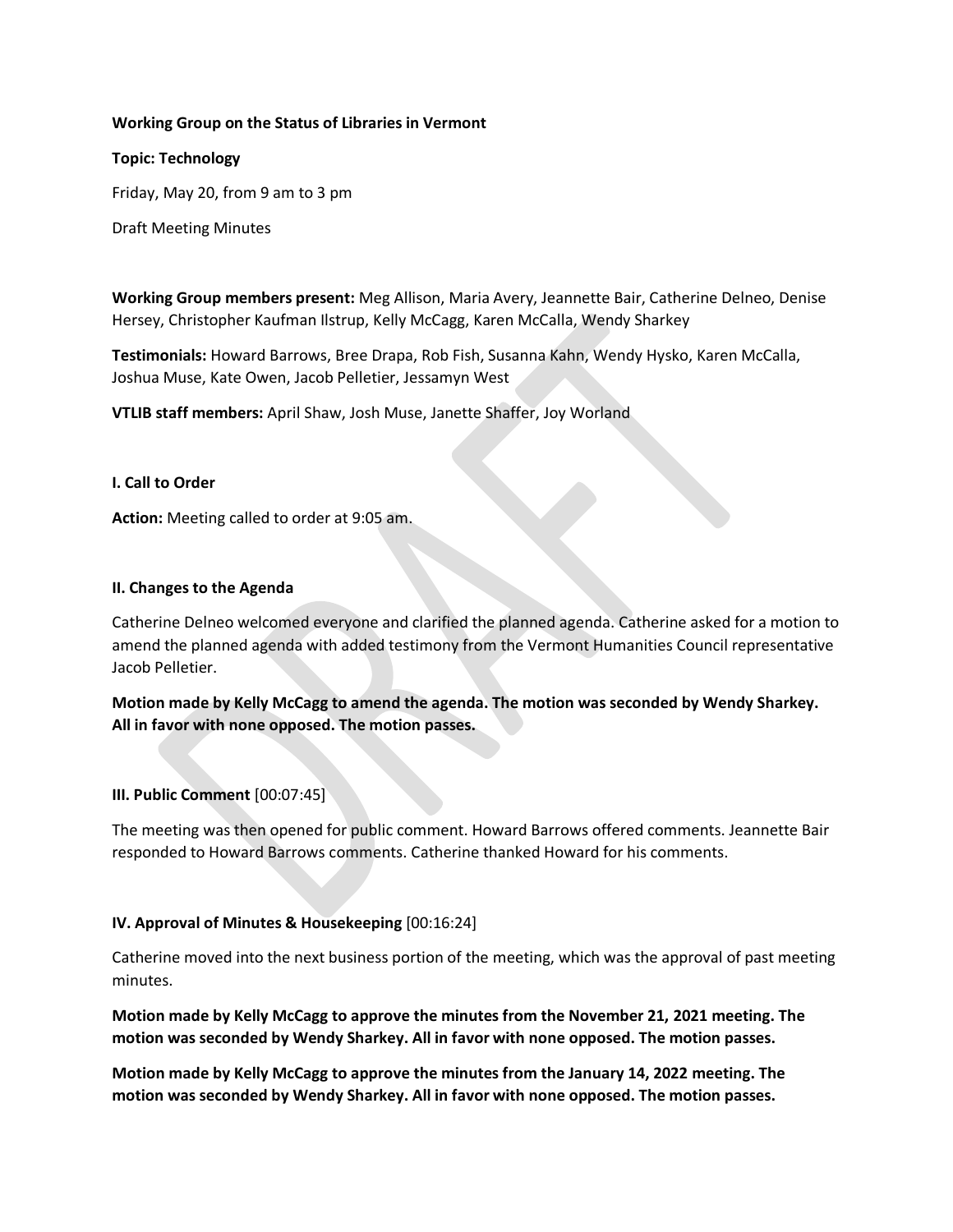**Working Group on the Status of Libraries in Vermont**

**Topic: Technology**

Friday, May 20, from 9 am to 3 pm

Draft Meeting Minutes

**Working Group members present:** Meg Allison, Maria Avery, Jeannette Bair, Catherine Delneo, Denise Hersey, Christopher Kaufman Ilstrup, Kelly McCagg, Karen McCalla, Wendy Sharkey

**Testimonials:** Howard Barrows, Bree Drapa, Rob Fish, Susanna Kahn, Wendy Hysko, Karen McCalla, Joshua Muse, Kate Owen, Jacob Pelletier, Jessamyn West

**VTLIB staff members:** April Shaw, Josh Muse, Janette Shaffer, Joy Worland

**I. Call to Order**

**Action:** Meeting called to order at 9:05 am.

**II. Changes to the Agenda**

Catherine Delneo welcomed everyone and clarified the planned agenda. Catherine asked for a motion to amend the planned agenda with added testimony from the Vermont Humanities Council representative Jacob Pelletier.

**Motion made by Kelly McCagg to amend the agenda. The motion was seconded by Wendy Sharkey. All in favor with none opposed. The motion passes.**

**III. Public Comment** [00:07:45]

The meeting was then opened for public comment. Howard Barrows offered comments. Jeannette Bair responded to Howard Barrows comments. Catherine thanked Howard for his comments.

**IV. Approval of Minutes & Housekeeping** [00:16:24]

Catherine moved into the next business portion of the meeting, which was the approval of past meeting minutes.

**Motion made by Kelly McCagg to approve the minutes from the November 21, 2021 meeting. The motion was seconded by Wendy Sharkey. All in favor with none opposed. The motion passes.**

**Motion made by Kelly McCagg to approve the minutes from the January 14, 2022 meeting. The motion was seconded by Wendy Sharkey. All in favor with none opposed. The motion passes.**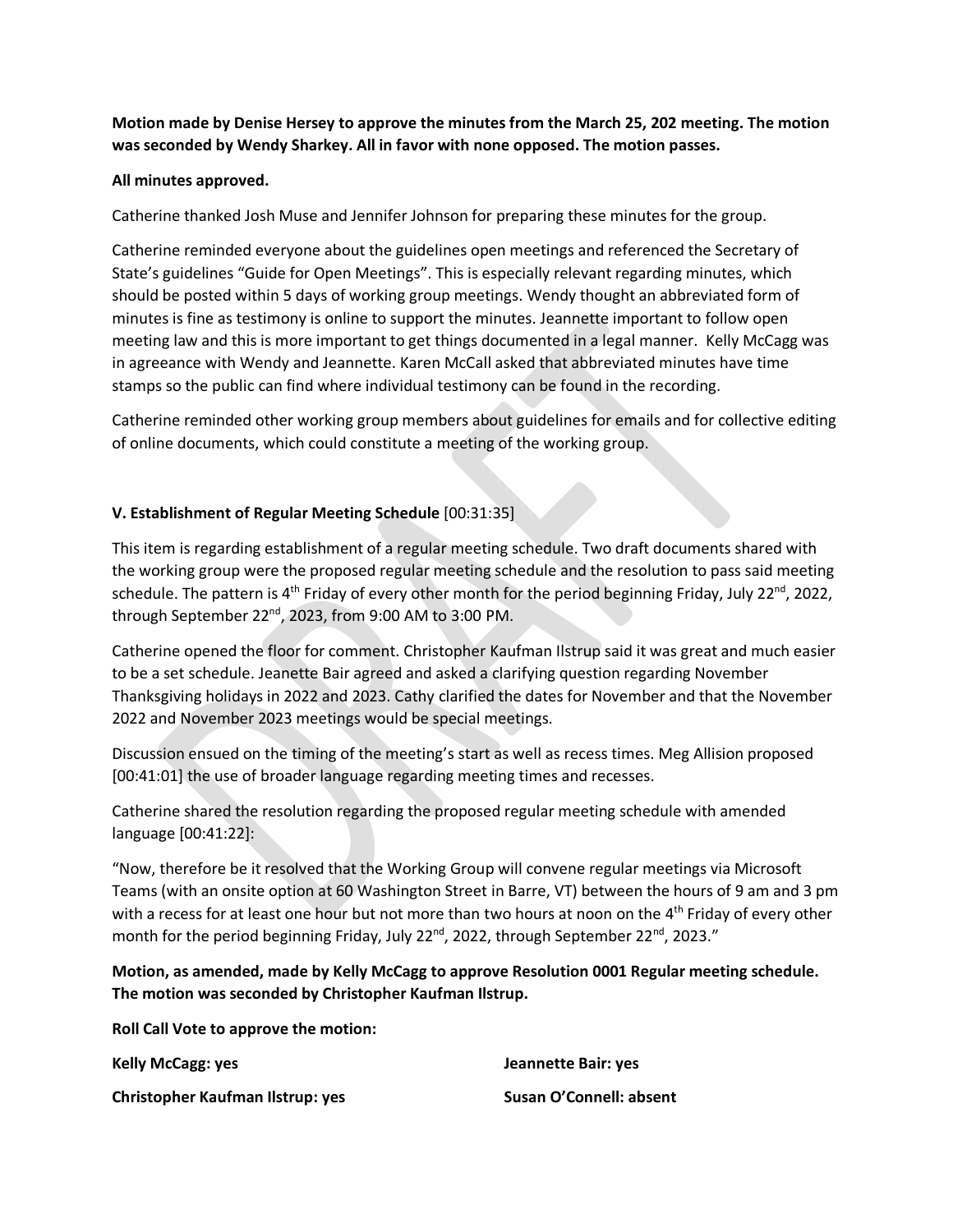**Motion made by Denise Hersey to approve the minutes from the March 25, 202 meeting. The motion was seconded by Wendy Sharkey. All in favor with none opposed. The motion passes.**

**All minutes approved.**

Catherine thanked Josh Muse and Jennifer Johnson for preparing these minutes for the group.

Catherine reminded everyone about the guidelines open meetings and referenced the Secretary of State's guidelines "Guide for Open Meetings". This is especially relevant regarding minutes, which should be posted within 5 days of working group meetings. Wendy thought an abbreviated form of minutes is fine as testimony is online to support the minutes. Jeannette important to follow open meeting law and this is more important to get things documented in a legal manner. Kelly McCagg was in agreeance with Wendy and Jeannette. Karen McCall asked that abbreviated minutes have time stamps so the public can find where individual testimony can be found in the recording.

Catherine reminded other working group members about guidelines for emails and for collective editing of online documents, which could constitute a meeting of the working group.

**V. Establishment of Regular Meeting Schedule** [00:31:35]

This item is regarding establishment of a regular meeting schedule. Two draft documents shared with the working group were the proposed regular meeting schedule and the resolution to pass said meeting schedule. The pattern is 4th Friday of every other month for the period beginning Friday, July 22nd, 2022, through September 22nd, 2023, from 9:00 AM to 3:00 PM.

Catherine opened the floor for comment. Christopher Kaufman Ilstrup said it was great and much easier to be a set schedule. Jeanette Bair agreed and asked a clarifying question regarding November Thanksgiving holidays in 2022 and 2023. Cathy clarified the dates for November and that the November 2022 and November 2023 meetings would be special meetings.

Discussion ensued on the timing of the meeting's start as well as recess times. Meg Allision proposed [00:41:01] the use of broader language regarding meeting times and recesses.

Catherine shared the resolution regarding the proposed regular meeting schedule with amended language [00:41:22]:

"Now, therefore be it resolved that the Working Group will convene regular meetings via Microsoft Teams (with an onsite option at 60 Washington Street in Barre, VT) between the hours of 9 am and 3 pm with a recess for at least one hour but not more than two hours at noon on the 4th Friday of every other month for the period beginning Friday, July 22nd, 2022, through September 22nd, 2023."

**Motion, as amended, made by Kelly McCagg to approve Resolution 0001 Regular meeting schedule. The motion was seconded by Christopher Kaufman Ilstrup.**

**Roll Call Vote to approve the motion:**

**Kelly McCagg: yes**

**Jeannette Bair: yes**

**Christopher Kaufman Ilstrup: yes**

**Susan O'Connell: absent**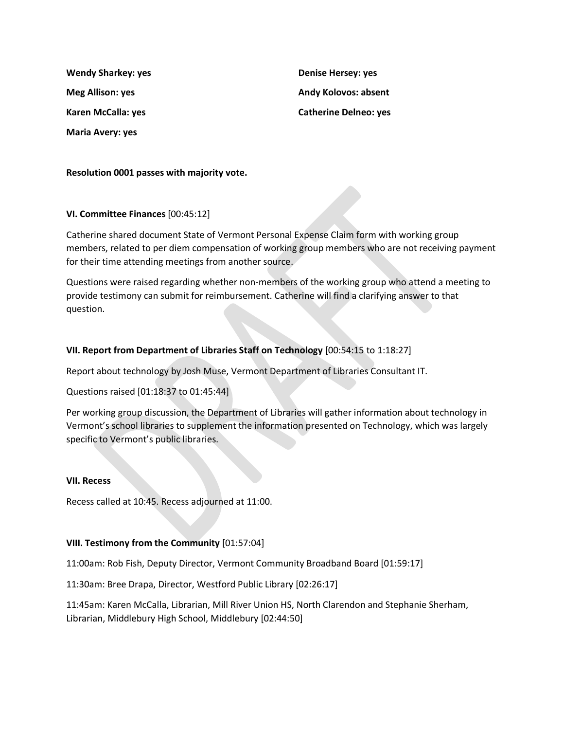**Wendy Sharkey: yes**

**Meg Allison: yes**

**Karen McCalla: yes**

**Maria Avery: yes**

**Denise Hersey: yes**

**Andy Kolovos: absent**

**Catherine Delneo: yes**

**Resolution 0001 passes with majority vote.**

**VI. Committee Finances** [00:45:12]

Catherine shared document State of Vermont Personal Expense Claim form with working group members, related to per diem compensation of working group members who are not receiving payment for their time attending meetings from another source.

Questions were raised regarding whether non-members of the working group who attend a meeting to provide testimony can submit for reimbursement. Catherine will find a clarifying answer to that question.

**VII. Report from Department of Libraries Staff on Technology** [00:54:15 to 1:18:27]

Report about technology by Josh Muse, Vermont Department of Libraries Consultant IT.

Questions raised [01:18:37 to 01:45:44]

Per working group discussion, the Department of Libraries will gather information about technology in Vermont's school libraries to supplement the information presented on Technology, which was largely specific to Vermont's public libraries.

**VII. Recess**

Recess called at 10:45. Recess adjourned at 11:00.

**VIII. Testimony from the Community** [01:57:04]

11:00am: Rob Fish, Deputy Director, Vermont Community Broadband Board [01:59:17]

11:30am: Bree Drapa, Director, Westford Public Library [02:26:17]

11:45am: Karen McCalla, Librarian, Mill River Union HS, North Clarendon and Stephanie Sherham, Librarian, Middlebury High School, Middlebury [02:44:50]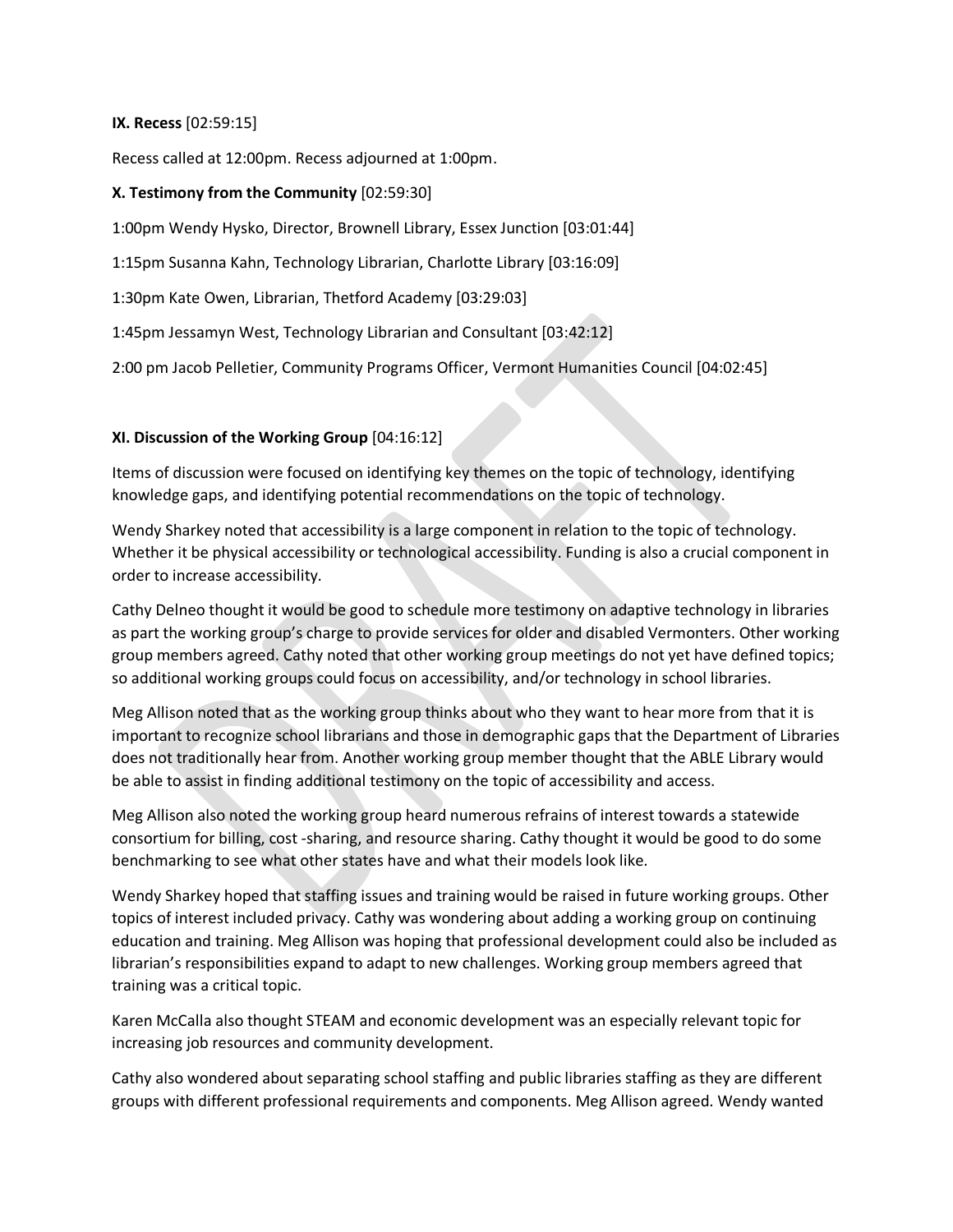**IX. Recess** [02:59:15]

Recess called at 12:00pm. Recess adjourned at 1:00pm.

**X. Testimony from the Community** [02:59:30]

1:00pm Wendy Hysko, Director, Brownell Library, Essex Junction [03:01:44]

1:15pm Susanna Kahn, Technology Librarian, Charlotte Library [03:16:09]

1:30pm Kate Owen, Librarian, Thetford Academy [03:29:03]

1:45pm Jessamyn West, Technology Librarian and Consultant [03:42:12]

2:00 pm Jacob Pelletier, Community Programs Officer, Vermont Humanities Council [04:02:45]

**XI. Discussion of the Working Group** [04:16:12]

Items of discussion were focused on identifying key themes on the topic of technology, identifying knowledge gaps, and identifying potential recommendations on the topic of technology.

Wendy Sharkey noted that accessibility is a large component in relation to the topic of technology. Whether it be physical accessibility or technological accessibility. Funding is also a crucial component in order to increase accessibility.

Cathy Delneo thought it would be good to schedule more testimony on adaptive technology in libraries as part the working group's charge to provide services for older and disabled Vermonters. Other working group members agreed. Cathy noted that other working group meetings do not yet have defined topics; so additional working groups could focus on accessibility, and/or technology in school libraries.

Meg Allison noted that as the working group thinks about who they want to hear more from that it is important to recognize school librarians and those in demographic gaps that the Department of Libraries does not traditionally hear from. Another working group member thought that the ABLE Library would be able to assist in finding additional testimony on the topic of accessibility and access.

Meg Allison also noted the working group heard numerous refrains of interest towards a statewide consortium for billing, cost -sharing, and resource sharing. Cathy thought it would be good to do some benchmarking to see what other states have and what their models look like.

Wendy Sharkey hoped that staffing issues and training would be raised in future working groups. Other topics of interest included privacy. Cathy was wondering about adding a working group on continuing education and training. Meg Allison was hoping that professional development could also be included as librarian's responsibilities expand to adapt to new challenges. Working group members agreed that training was a critical topic.

Karen McCalla also thought STEAM and economic development was an especially relevant topic for increasing job resources and community development.

Cathy also wondered about separating school staffing and public libraries staffing as they are different groups with different professional requirements and components. Meg Allison agreed. Wendy wanted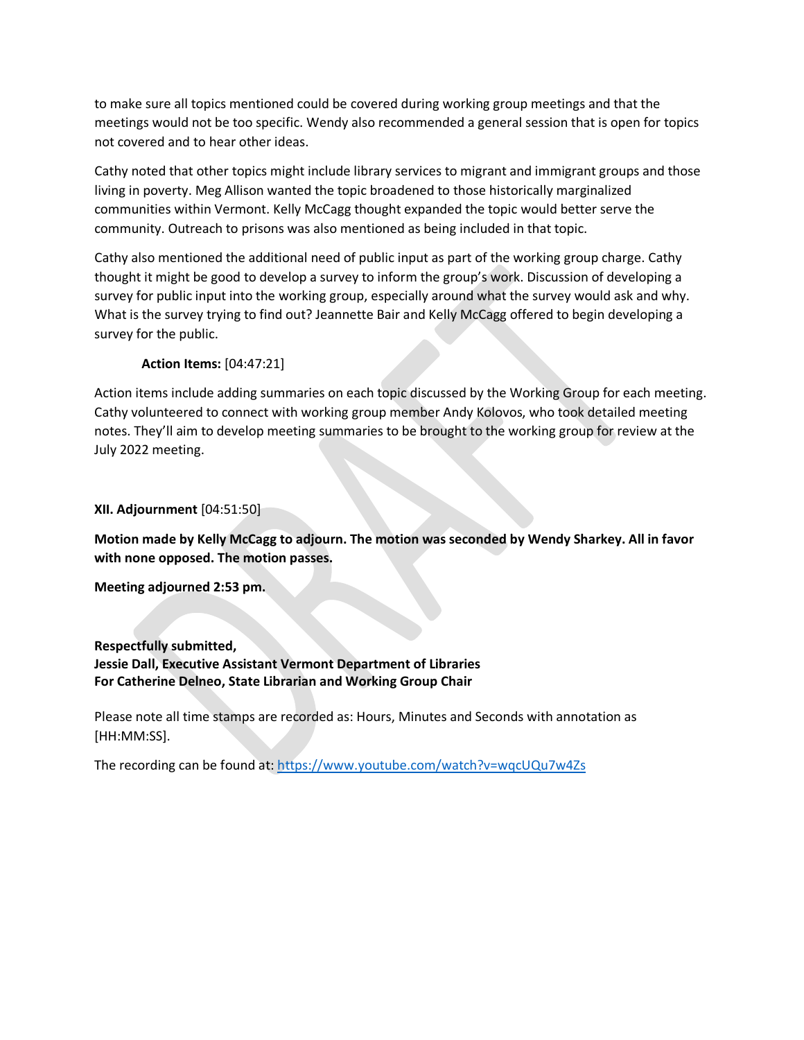to make sure all topics mentioned could be covered during working group meetings and that the meetings would not be too specific. Wendy also recommended a general session that is open for topics not covered and to hear other ideas.

Cathy noted that other topics might include library services to migrant and immigrant groups and those living in poverty. Meg Allison wanted the topic broadened to those historically marginalized communities within Vermont. Kelly McCagg thought expanded the topic would better serve the community. Outreach to prisons was also mentioned as being included in that topic.

Cathy also mentioned the additional need of public input as part of the working group charge. Cathy thought it might be good to develop a survey to inform the group's work. Discussion of developing a survey for public input into the working group, especially around what the survey would ask and why. What is the survey trying to find out? Jeannette Bair and Kelly McCagg offered to begin developing a survey for the public.

**Action Items:** [04:47:21]

Action items include adding summaries on each topic discussed by the Working Group for each meeting. Cathy volunteered to connect with working group member Andy Kolovos, who took detailed meeting notes. They'll aim to develop meeting summaries to be brought to the working group for review at the July 2022 meeting.

**XII. Adjournment** [04:51:50]

**Motion made by Kelly McCagg to adjourn. The motion was seconded by Wendy Sharkey. All in favor with none opposed. The motion passes.**

**Meeting adjourned 2:53 pm.**

**Respectfully submitted,**
**Jessie Dall, Executive Assistant Vermont Department of Libraries**
**For Catherine Delneo, State Librarian and Working Group Chair**

Please note all time stamps are recorded as: Hours, Minutes and Seconds with annotation as [HH:MM:SS].

The recording can be found at: https://www.youtube.com/watch?v=wqcUQu7w4Zs